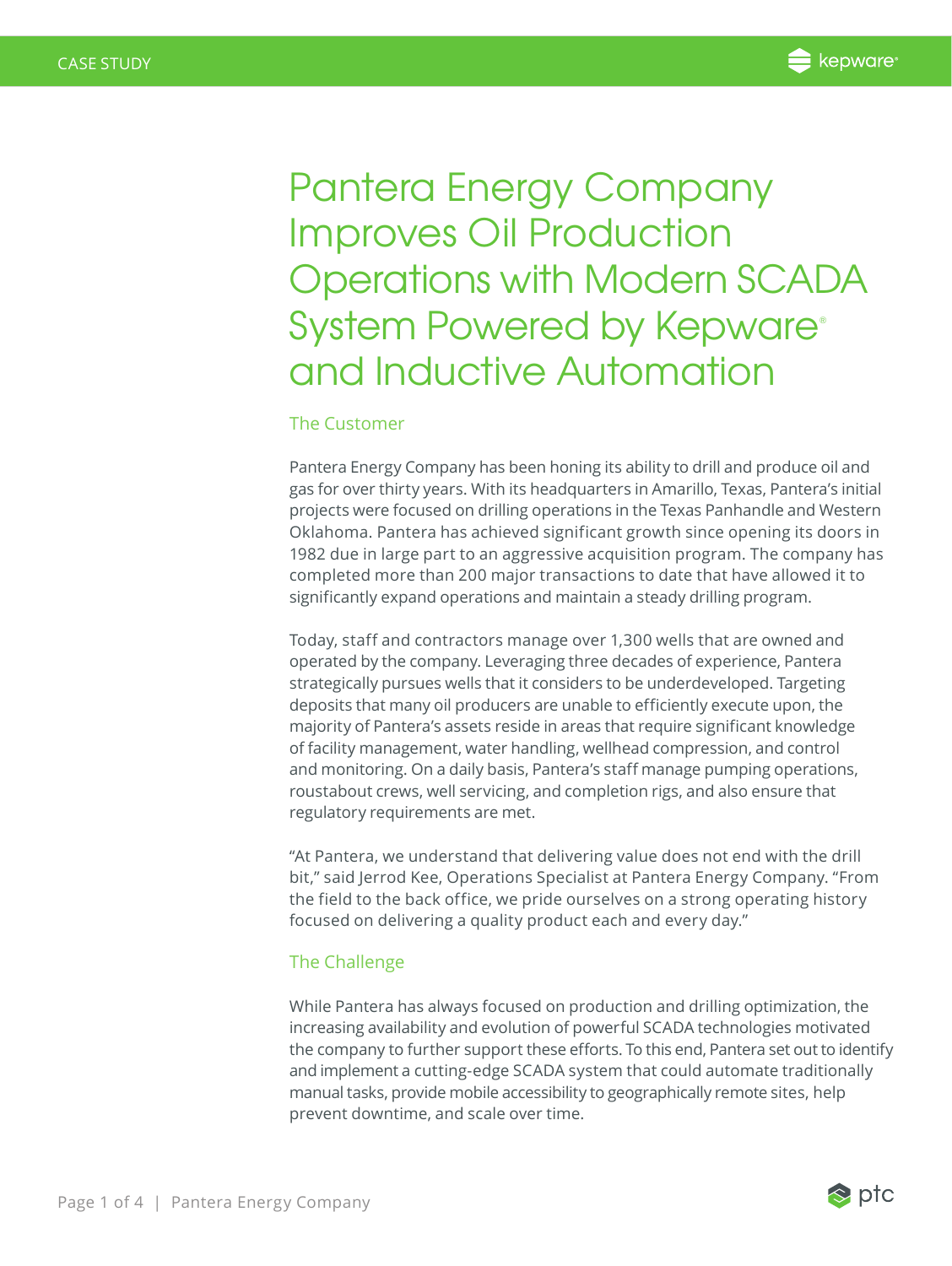# Pantera Energy Company Improves Oil Production Operations with Modern SCADA System Powered by Kepware® and Inductive Automation

## The Customer

Pantera Energy Company has been honing its ability to drill and produce oil and gas for over thirty years. With its headquarters in Amarillo, Texas, Pantera's initial projects were focused on drilling operations in the Texas Panhandle and Western Oklahoma. Pantera has achieved significant growth since opening its doors in 1982 due in large part to an aggressive acquisition program. The company has completed more than 200 major transactions to date that have allowed it to significantly expand operations and maintain a steady drilling program.

Today, staff and contractors manage over 1,300 wells that are owned and operated by the company. Leveraging three decades of experience, Pantera strategically pursues wells that it considers to be underdeveloped. Targeting deposits that many oil producers are unable to efficiently execute upon, the majority of Pantera's assets reside in areas that require significant knowledge of facility management, water handling, wellhead compression, and control and monitoring. On a daily basis, Pantera's staff manage pumping operations, roustabout crews, well servicing, and completion rigs, and also ensure that regulatory requirements are met.

"At Pantera, we understand that delivering value does not end with the drill bit," said Jerrod Kee, Operations Specialist at Pantera Energy Company. "From the field to the back office, we pride ourselves on a strong operating history focused on delivering a quality product each and every day."

## The Challenge

While Pantera has always focused on production and drilling optimization, the increasing availability and evolution of powerful SCADA technologies motivated the company to further support these efforts. To this end, Pantera set out to identify and implement a cutting-edge SCADA system that could automate traditionally manual tasks, provide mobile accessibility to geographically remote sites, help prevent downtime, and scale over time.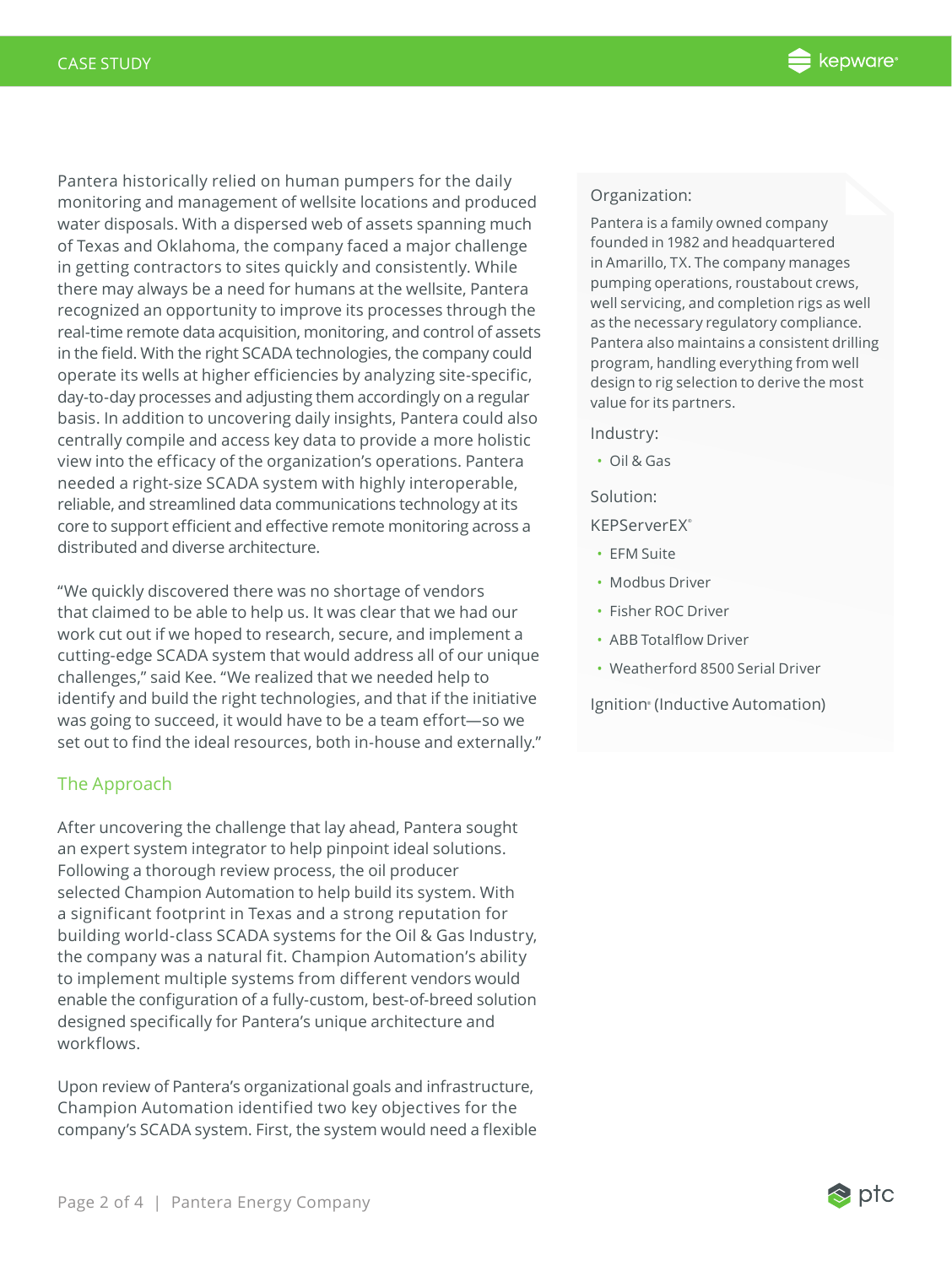Pantera historically relied on human pumpers for the daily monitoring and management of wellsite locations and produced water disposals. With a dispersed web of assets spanning much of Texas and Oklahoma, the company faced a major challenge in getting contractors to sites quickly and consistently. While there may always be a need for humans at the wellsite, Pantera recognized an opportunity to improve its processes through the real-time remote data acquisition, monitoring, and control of assets in the field. With the right SCADA technologies, the company could operate its wells at higher efficiencies by analyzing site-specific, day-to-day processes and adjusting them accordingly on a regular basis. In addition to uncovering daily insights, Pantera could also centrally compile and access key data to provide a more holistic view into the efficacy of the organization's operations. Pantera needed a right-size SCADA system with highly interoperable, reliable, and streamlined data communications technology at its core to support efficient and effective remote monitoring across a distributed and diverse architecture.

"We quickly discovered there was no shortage of vendors that claimed to be able to help us. It was clear that we had our work cut out if we hoped to research, secure, and implement a cutting-edge SCADA system that would address all of our unique challenges," said Kee. "We realized that we needed help to identify and build the right technologies, and that if the initiative was going to succeed, it would have to be a team effort—so we set out to find the ideal resources, both in-house and externally."

## The Approach

After uncovering the challenge that lay ahead, Pantera sought an expert system integrator to help pinpoint ideal solutions. Following a thorough review process, the oil producer selected Champion Automation to help build its system. With a significant footprint in Texas and a strong reputation for building world-class SCADA systems for the Oil & Gas Industry, the company was a natural fit. Champion Automation's ability to implement multiple systems from different vendors would enable the configuration of a fully-custom, best-of-breed solution designed specifically for Pantera's unique architecture and workflows.

Upon review of Pantera's organizational goals and infrastructure, Champion Automation identified two key objectives for the company's SCADA system. First, the system would need a flexible

**Organization:**

Pantera is a family owned company founded in 1982 and headquartered in Amarillo, TX. The company manages pumping operations, roustabout crews, well servicing, and completion rigs as well as the necessary regulatory compliance. Pantera also maintains a consistent drilling program, handling everything from well design to rig selection to derive the most value for its partners.

**Industry:**

- Oil & Gas

**Solution:**

KEPServerEX®

- EFM Suite
- Modbus Driver
- Fisher ROC Driver
- ABB Totalflow Driver
- Weatherford 8500 Serial Driver

Ignition® (Inductive Automation)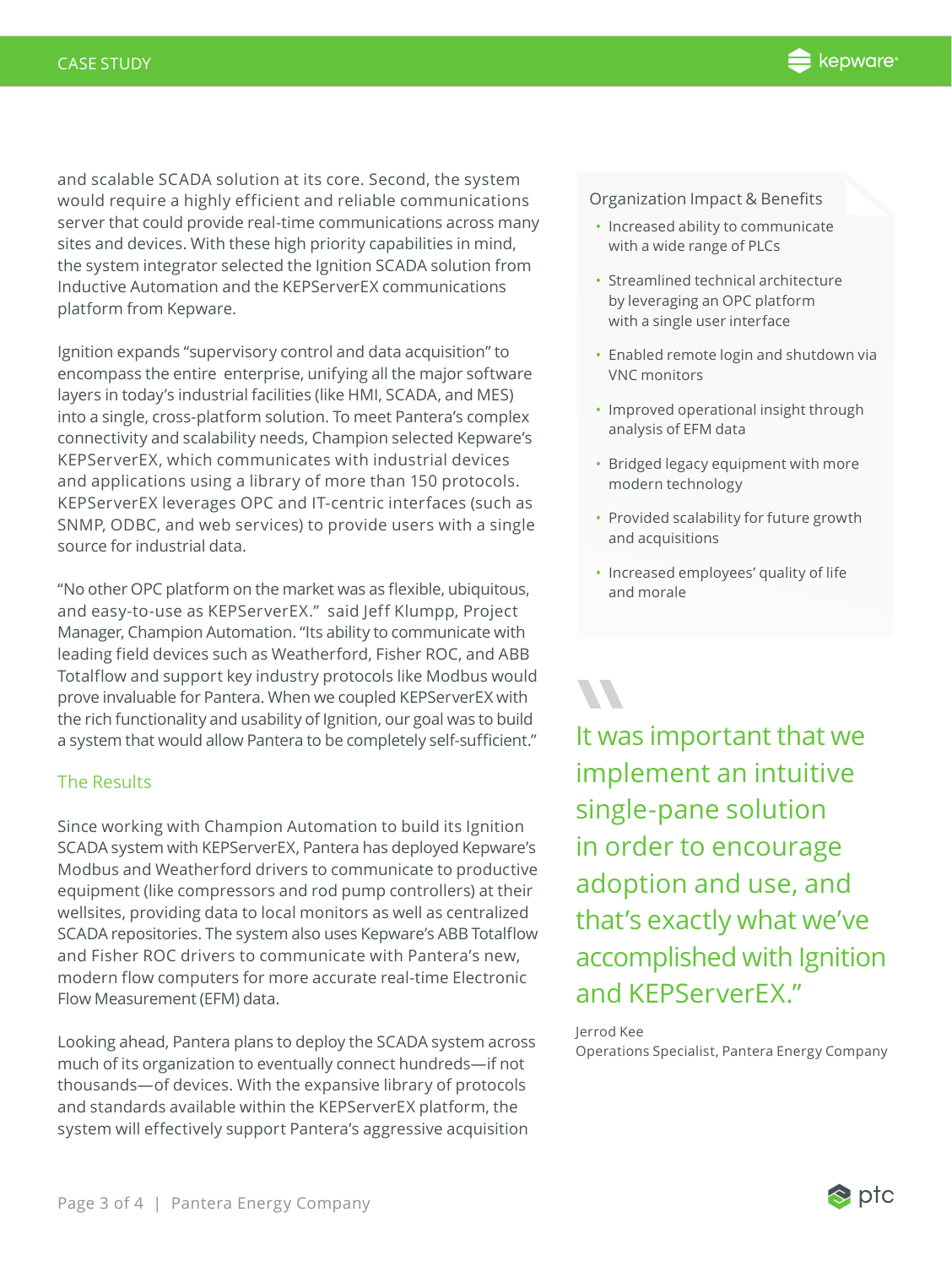and scalable SCADA solution at its core. Second, the system would require a highly efficient and reliable communications server that could provide real-time communications across many sites and devices. With these high priority capabilities in mind, the system integrator selected the Ignition SCADA solution from Inductive Automation and the KEPServerEX communications platform from Kepware.

Ignition expands "supervisory control and data acquisition" to encompass the entire enterprise, unifying all the major software layers in today's industrial facilities (like HMI, SCADA, and MES) into a single, cross-platform solution. To meet Pantera's complex connectivity and scalability needs, Champion selected Kepware's KEPServerEX, which communicates with industrial devices and applications using a library of more than 150 protocols. KEPServerEX leverages OPC and IT-centric interfaces (such as SNMP, ODBC, and web services) to provide users with a single source for industrial data.

"No other OPC platform on the market was as flexible, ubiquitous, and easy-to-use as KEPServerEX." said Jeff Klumpp, Project Manager, Champion Automation. "Its ability to communicate with leading field devices such as Weatherford, Fisher ROC, and ABB Totalflow and support key industry protocols like Modbus would prove invaluable for Pantera. When we coupled KEPServerEX with the rich functionality and usability of Ignition, our goal was to build a system that would allow Pantera to be completely self-sufficient."

## The Results

Since working with Champion Automation to build its Ignition SCADA system with KEPServerEX, Pantera has deployed Kepware's Modbus and Weatherford drivers to communicate to productive equipment (like compressors and rod pump controllers) at their wellsites, providing data to local monitors as well as centralized SCADA repositories. The system also uses Kepware's ABB Totalflow and Fisher ROC drivers to communicate with Pantera's new, modern flow computers for more accurate real-time Electronic Flow Measurement (EFM) data.

Looking ahead, Pantera plans to deploy the SCADA system across much of its organization to eventually connect hundreds—if not thousands—of devices. With the expansive library of protocols and standards available within the KEPServerEX platform, the system will effectively support Pantera's aggressive acquisition

### Organization Impact & Benefits

- Increased ability to communicate with a wide range of PLCs
- Streamlined technical architecture by leveraging an OPC platform with a single user interface
- Enabled remote login and shutdown via VNC monitors
- Improved operational insight through analysis of EFM data
- Bridged legacy equipment with more modern technology
- Provided scalability for future growth and acquisitions
- Increased employees' quality of life and morale

> It was important that we implement an intuitive single-pane solution in order to encourage adoption and use, and that's exactly what we've accomplished with Ignition and KEPServerEX."

Jerrod Kee
Operations Specialist, Pantera Energy Company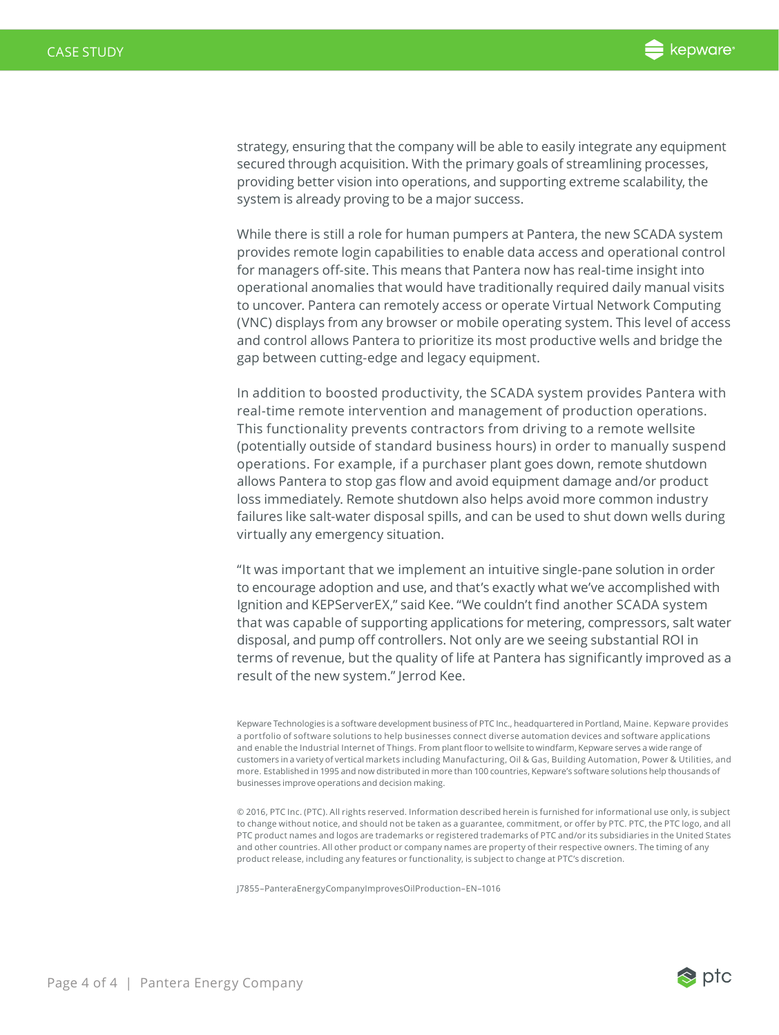strategy, ensuring that the company will be able to easily integrate any equipment secured through acquisition. With the primary goals of streamlining processes, providing better vision into operations, and supporting extreme scalability, the system is already proving to be a major success.

While there is still a role for human pumpers at Pantera, the new SCADA system provides remote login capabilities to enable data access and operational control for managers off-site. This means that Pantera now has real-time insight into operational anomalies that would have traditionally required daily manual visits to uncover. Pantera can remotely access or operate Virtual Network Computing (VNC) displays from any browser or mobile operating system. This level of access and control allows Pantera to prioritize its most productive wells and bridge the gap between cutting-edge and legacy equipment.

In addition to boosted productivity, the SCADA system provides Pantera with real-time remote intervention and management of production operations. This functionality prevents contractors from driving to a remote wellsite (potentially outside of standard business hours) in order to manually suspend operations. For example, if a purchaser plant goes down, remote shutdown allows Pantera to stop gas flow and avoid equipment damage and/or product loss immediately. Remote shutdown also helps avoid more common industry failures like salt-water disposal spills, and can be used to shut down wells during virtually any emergency situation.

"It was important that we implement an intuitive single-pane solution in order to encourage adoption and use, and that's exactly what we've accomplished with Ignition and KEPServerEX," said Kee. "We couldn't find another SCADA system that was capable of supporting applications for metering, compressors, salt water disposal, and pump off controllers. Not only are we seeing substantial ROI in terms of revenue, but the quality of life at Pantera has significantly improved as a result of the new system." Jerrod Kee.

Kepware Technologies is a software development business of PTC Inc., headquartered in Portland, Maine. Kepware provides a portfolio of software solutions to help businesses connect diverse automation devices and software applications and enable the Industrial Internet of Things. From plant floor to wellsite to windfarm, Kepware serves a wide range of customers in a variety of vertical markets including Manufacturing, Oil & Gas, Building Automation, Power & Utilities, and more. Established in 1995 and now distributed in more than 100 countries, Kepware's software solutions help thousands of businesses improve operations and decision making.

© 2016, PTC Inc. (PTC). All rights reserved. Information described herein is furnished for informational use only, is subject to change without notice, and should not be taken as a guarantee, commitment, or offer by PTC. PTC, the PTC logo, and all PTC product names and logos are trademarks or registered trademarks of PTC and/or its subsidiaries in the United States and other countries. All other product or company names are property of their respective owners. The timing of any product release, including any features or functionality, is subject to change at PTC's discretion.

J7855–PanteraEnergyCompanyImprovesOilProduction–EN–1016